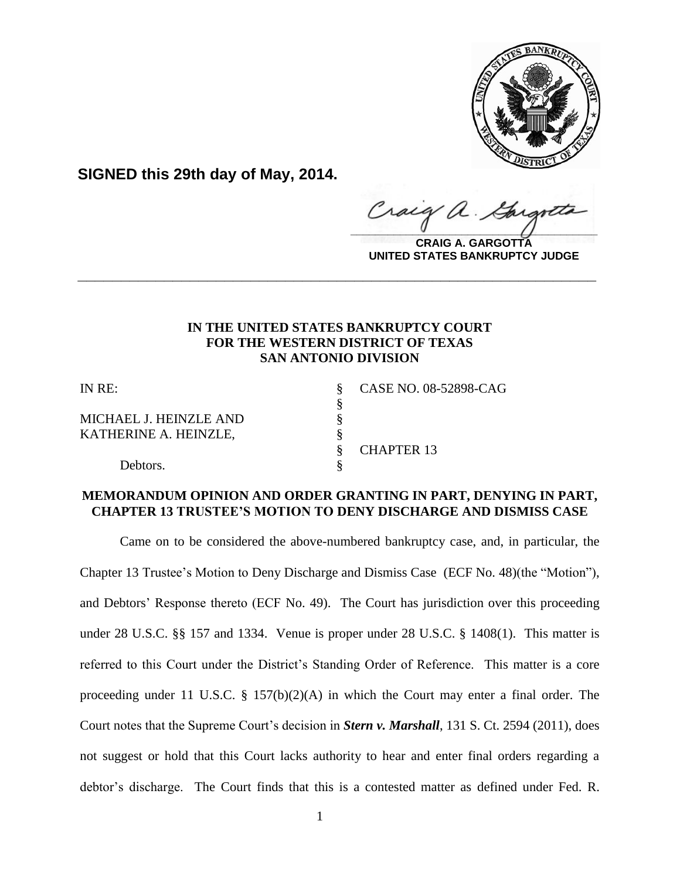**SIGNED this 29th day of May, 2014.**

**CRAIG A. GARGOTTA**
**UNITED STATES BANKRUPTCY JUDGE**

---

**IN THE UNITED STATES BANKRUPTCY COURT**
**FOR THE WESTERN DISTRICT OF TEXAS**
**SAN ANTONIO DIVISION**

| | | |
|---|---|---|
| IN RE: | § | CASE NO. 08-52898-CAG |
| | § | |
| MICHAEL J. HEINZLE AND | § | |
| KATHERINE A. HEINZLE, | § | |
| | § | CHAPTER 13 |
| Debtors. | § | |

**MEMORANDUM OPINION AND ORDER GRANTING IN PART, DENYING IN PART, CHAPTER 13 TRUSTEE'S MOTION TO DENY DISCHARGE AND DISMISS CASE**

Came on to be considered the above-numbered bankruptcy case, and, in particular, the Chapter 13 Trustee's Motion to Deny Discharge and Dismiss Case (ECF No. 48)(the "Motion"), and Debtors' Response thereto (ECF No. 49). The Court has jurisdiction over this proceeding under 28 U.S.C. §§ 157 and 1334. Venue is proper under 28 U.S.C. § 1408(1). This matter is referred to this Court under the District's Standing Order of Reference. This matter is a core proceeding under 11 U.S.C. § 157(b)(2)(A) in which the Court may enter a final order. The Court notes that the Supreme Court's decision in ***Stern v. Marshall***, 131 S. Ct. 2594 (2011), does not suggest or hold that this Court lacks authority to hear and enter final orders regarding a debtor's discharge. The Court finds that this is a contested matter as defined under Fed. R.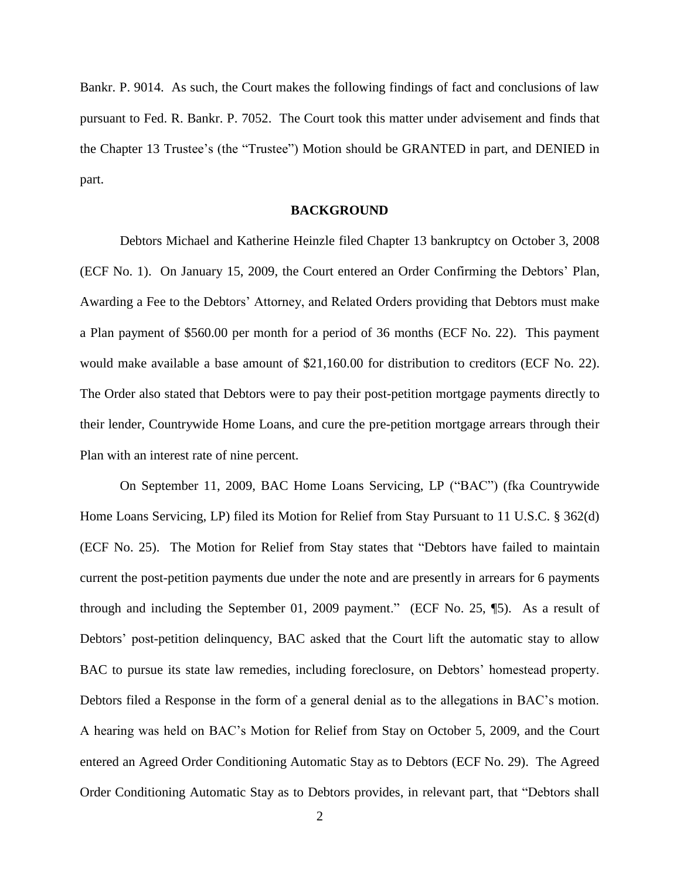Bankr. P. 9014. As such, the Court makes the following findings of fact and conclusions of law pursuant to Fed. R. Bankr. P. 7052. The Court took this matter under advisement and finds that the Chapter 13 Trustee's (the "Trustee") Motion should be GRANTED in part, and DENIED in part.

## BACKGROUND

Debtors Michael and Katherine Heinzle filed Chapter 13 bankruptcy on October 3, 2008 (ECF No. 1). On January 15, 2009, the Court entered an Order Confirming the Debtors' Plan, Awarding a Fee to the Debtors' Attorney, and Related Orders providing that Debtors must make a Plan payment of $560.00 per month for a period of 36 months (ECF No. 22). This payment would make available a base amount of $21,160.00 for distribution to creditors (ECF No. 22). The Order also stated that Debtors were to pay their post-petition mortgage payments directly to their lender, Countrywide Home Loans, and cure the pre-petition mortgage arrears through their Plan with an interest rate of nine percent.

On September 11, 2009, BAC Home Loans Servicing, LP ("BAC") (fka Countrywide Home Loans Servicing, LP) filed its Motion for Relief from Stay Pursuant to 11 U.S.C. § 362(d) (ECF No. 25). The Motion for Relief from Stay states that "Debtors have failed to maintain current the post-petition payments due under the note and are presently in arrears for 6 payments through and including the September 01, 2009 payment." (ECF No. 25, ¶5). As a result of Debtors' post-petition delinquency, BAC asked that the Court lift the automatic stay to allow BAC to pursue its state law remedies, including foreclosure, on Debtors' homestead property. Debtors filed a Response in the form of a general denial as to the allegations in BAC's motion. A hearing was held on BAC's Motion for Relief from Stay on October 5, 2009, and the Court entered an Agreed Order Conditioning Automatic Stay as to Debtors (ECF No. 29). The Agreed Order Conditioning Automatic Stay as to Debtors provides, in relevant part, that "Debtors shall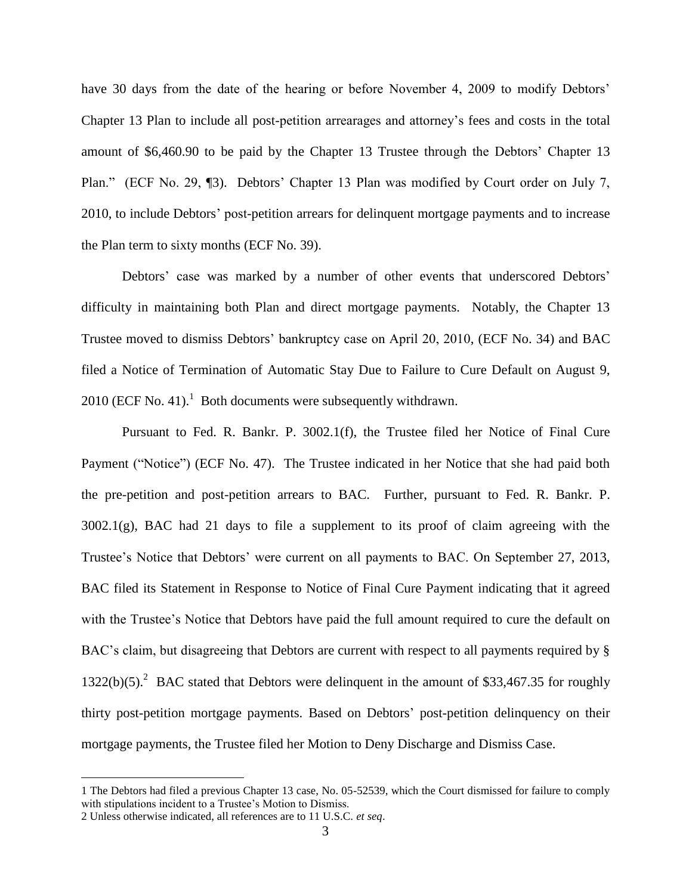have 30 days from the date of the hearing or before November 4, 2009 to modify Debtors' Chapter 13 Plan to include all post-petition arrearages and attorney's fees and costs in the total amount of $6,460.90 to be paid by the Chapter 13 Trustee through the Debtors' Chapter 13 Plan." (ECF No. 29, ¶3). Debtors' Chapter 13 Plan was modified by Court order on July 7, 2010, to include Debtors' post-petition arrears for delinquent mortgage payments and to increase the Plan term to sixty months (ECF No. 39).

Debtors' case was marked by a number of other events that underscored Debtors' difficulty in maintaining both Plan and direct mortgage payments. Notably, the Chapter 13 Trustee moved to dismiss Debtors' bankruptcy case on April 20, 2010, (ECF No. 34) and BAC filed a Notice of Termination of Automatic Stay Due to Failure to Cure Default on August 9, 2010 (ECF No. 41).[1] Both documents were subsequently withdrawn.

Pursuant to Fed. R. Bankr. P. 3002.1(f), the Trustee filed her Notice of Final Cure Payment ("Notice") (ECF No. 47). The Trustee indicated in her Notice that she had paid both the pre-petition and post-petition arrears to BAC. Further, pursuant to Fed. R. Bankr. P. 3002.1(g), BAC had 21 days to file a supplement to its proof of claim agreeing with the Trustee's Notice that Debtors' were current on all payments to BAC. On September 27, 2013, BAC filed its Statement in Response to Notice of Final Cure Payment indicating that it agreed with the Trustee's Notice that Debtors have paid the full amount required to cure the default on BAC's claim, but disagreeing that Debtors are current with respect to all payments required by § 1322(b)(5).[2] BAC stated that Debtors were delinquent in the amount of $33,467.35 for roughly thirty post-petition mortgage payments. Based on Debtors' post-petition delinquency on their mortgage payments, the Trustee filed her Motion to Deny Discharge and Dismiss Case.

---

1 The Debtors had filed a previous Chapter 13 case, No. 05-52539, which the Court dismissed for failure to comply with stipulations incident to a Trustee's Motion to Dismiss.

2 Unless otherwise indicated, all references are to 11 U.S.C. *et seq*.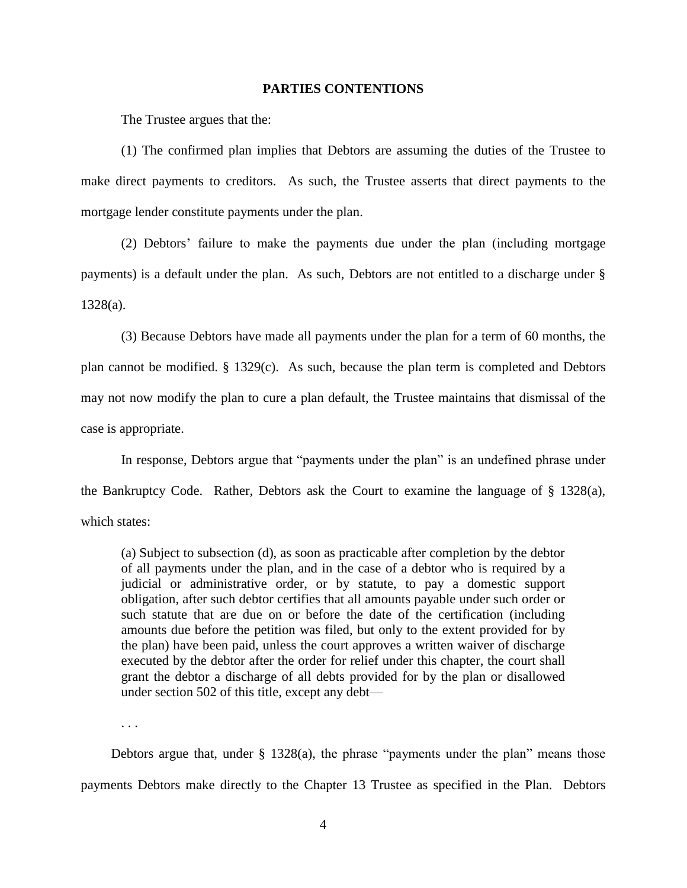## PARTIES CONTENTIONS

The Trustee argues that the:

(1) The confirmed plan implies that Debtors are assuming the duties of the Trustee to make direct payments to creditors. As such, the Trustee asserts that direct payments to the mortgage lender constitute payments under the plan.

(2) Debtors' failure to make the payments due under the plan (including mortgage payments) is a default under the plan. As such, Debtors are not entitled to a discharge under § 1328(a).

(3) Because Debtors have made all payments under the plan for a term of 60 months, the plan cannot be modified. § 1329(c). As such, because the plan term is completed and Debtors may not now modify the plan to cure a plan default, the Trustee maintains that dismissal of the case is appropriate.

In response, Debtors argue that "payments under the plan" is an undefined phrase under the Bankruptcy Code. Rather, Debtors ask the Court to examine the language of § 1328(a), which states:

> (a) Subject to subsection (d), as soon as practicable after completion by the debtor of all payments under the plan, and in the case of a debtor who is required by a judicial or administrative order, or by statute, to pay a domestic support obligation, after such debtor certifies that all amounts payable under such order or such statute that are due on or before the date of the certification (including amounts due before the petition was filed, but only to the extent provided for by the plan) have been paid, unless the court approves a written waiver of discharge executed by the debtor after the order for relief under this chapter, the court shall grant the debtor a discharge of all debts provided for by the plan or disallowed under section 502 of this title, except any debt—
>
> . . .

Debtors argue that, under § 1328(a), the phrase "payments under the plan" means those payments Debtors make directly to the Chapter 13 Trustee as specified in the Plan. Debtors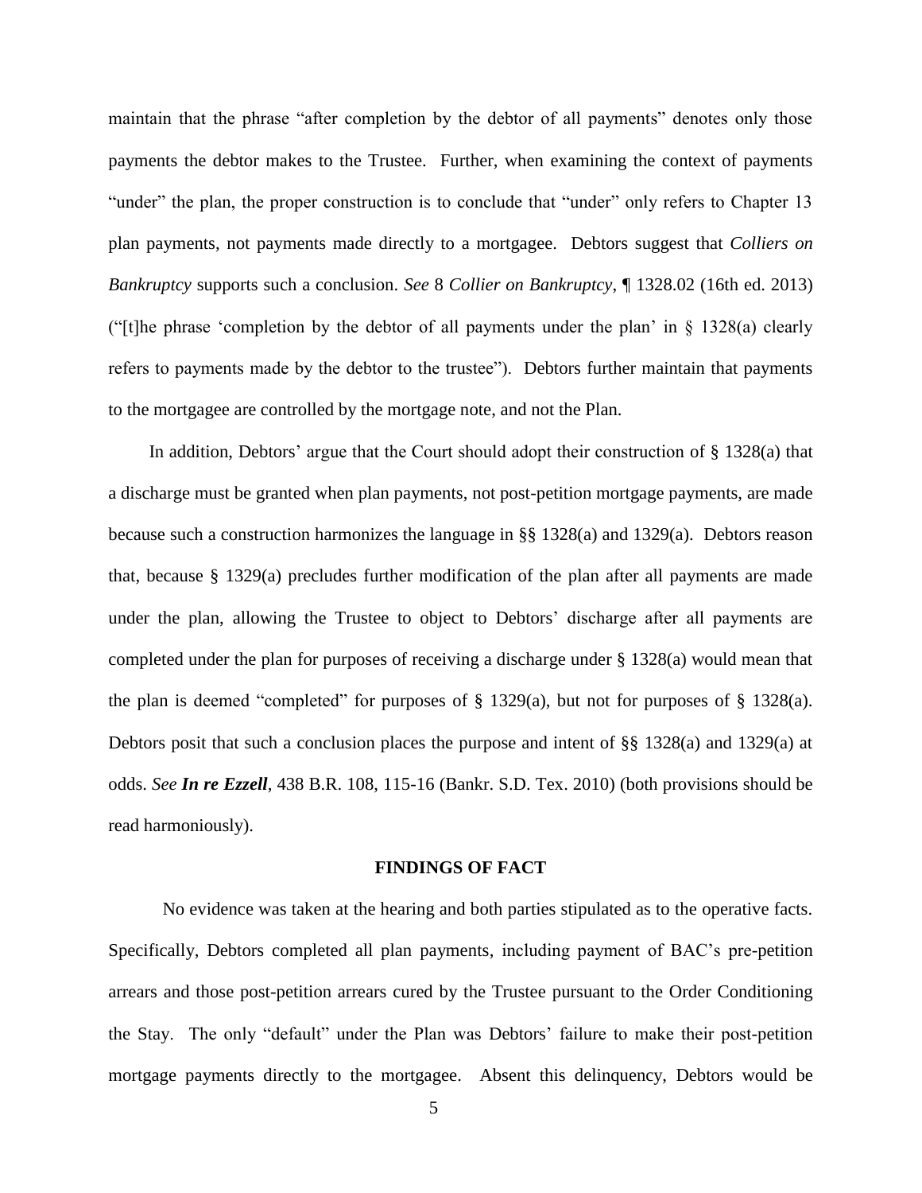maintain that the phrase "after completion by the debtor of all payments" denotes only those payments the debtor makes to the Trustee. Further, when examining the context of payments "under" the plan, the proper construction is to conclude that "under" only refers to Chapter 13 plan payments, not payments made directly to a mortgagee. Debtors suggest that *Colliers on Bankruptcy* supports such a conclusion. *See* 8 *Collier on Bankruptcy*, ¶ 1328.02 (16th ed. 2013) ("[t]he phrase 'completion by the debtor of all payments under the plan' in § 1328(a) clearly refers to payments made by the debtor to the trustee"). Debtors further maintain that payments to the mortgagee are controlled by the mortgage note, and not the Plan.

In addition, Debtors' argue that the Court should adopt their construction of § 1328(a) that a discharge must be granted when plan payments, not post-petition mortgage payments, are made because such a construction harmonizes the language in §§ 1328(a) and 1329(a). Debtors reason that, because § 1329(a) precludes further modification of the plan after all payments are made under the plan, allowing the Trustee to object to Debtors' discharge after all payments are completed under the plan for purposes of receiving a discharge under § 1328(a) would mean that the plan is deemed "completed" for purposes of § 1329(a), but not for purposes of § 1328(a). Debtors posit that such a conclusion places the purpose and intent of §§ 1328(a) and 1329(a) at odds. *See* ***In re Ezzell***, 438 B.R. 108, 115-16 (Bankr. S.D. Tex. 2010) (both provisions should be read harmoniously).

## FINDINGS OF FACT

No evidence was taken at the hearing and both parties stipulated as to the operative facts. Specifically, Debtors completed all plan payments, including payment of BAC's pre-petition arrears and those post-petition arrears cured by the Trustee pursuant to the Order Conditioning the Stay. The only "default" under the Plan was Debtors' failure to make their post-petition mortgage payments directly to the mortgagee. Absent this delinquency, Debtors would be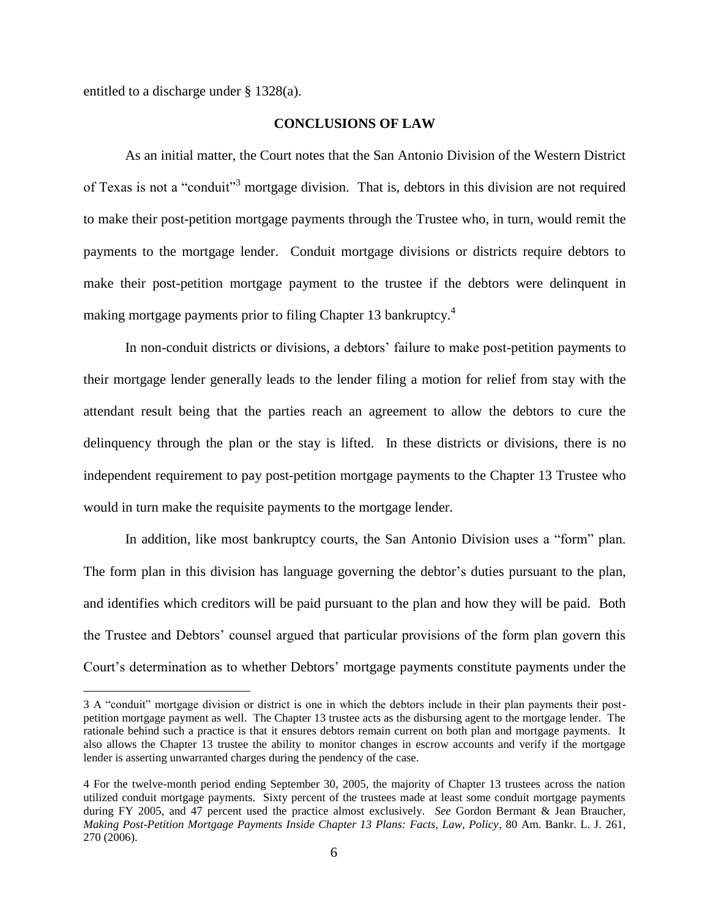entitled to a discharge under § 1328(a).

## CONCLUSIONS OF LAW

As an initial matter, the Court notes that the San Antonio Division of the Western District of Texas is not a "conduit"[3] mortgage division. That is, debtors in this division are not required to make their post-petition mortgage payments through the Trustee who, in turn, would remit the payments to the mortgage lender. Conduit mortgage divisions or districts require debtors to make their post-petition mortgage payment to the trustee if the debtors were delinquent in making mortgage payments prior to filing Chapter 13 bankruptcy.[4]

In non-conduit districts or divisions, a debtors' failure to make post-petition payments to their mortgage lender generally leads to the lender filing a motion for relief from stay with the attendant result being that the parties reach an agreement to allow the debtors to cure the delinquency through the plan or the stay is lifted. In these districts or divisions, there is no independent requirement to pay post-petition mortgage payments to the Chapter 13 Trustee who would in turn make the requisite payments to the mortgage lender.

In addition, like most bankruptcy courts, the San Antonio Division uses a "form" plan. The form plan in this division has language governing the debtor's duties pursuant to the plan, and identifies which creditors will be paid pursuant to the plan and how they will be paid. Both the Trustee and Debtors' counsel argued that particular provisions of the form plan govern this Court's determination as to whether Debtors' mortgage payments constitute payments under the

---

3 A "conduit" mortgage division or district is one in which the debtors include in their plan payments their post-petition mortgage payment as well. The Chapter 13 trustee acts as the disbursing agent to the mortgage lender. The rationale behind such a practice is that it ensures debtors remain current on both plan and mortgage payments. It also allows the Chapter 13 trustee the ability to monitor changes in escrow accounts and verify if the mortgage lender is asserting unwarranted charges during the pendency of the case.

4 For the twelve-month period ending September 30, 2005, the majority of Chapter 13 trustees across the nation utilized conduit mortgage payments. Sixty percent of the trustees made at least some conduit mortgage payments during FY 2005, and 47 percent used the practice almost exclusively. *See* Gordon Bermant & Jean Braucher, *Making Post-Petition Mortgage Payments Inside Chapter 13 Plans: Facts, Law, Policy*, 80 Am. Bankr. L. J. 261, 270 (2006).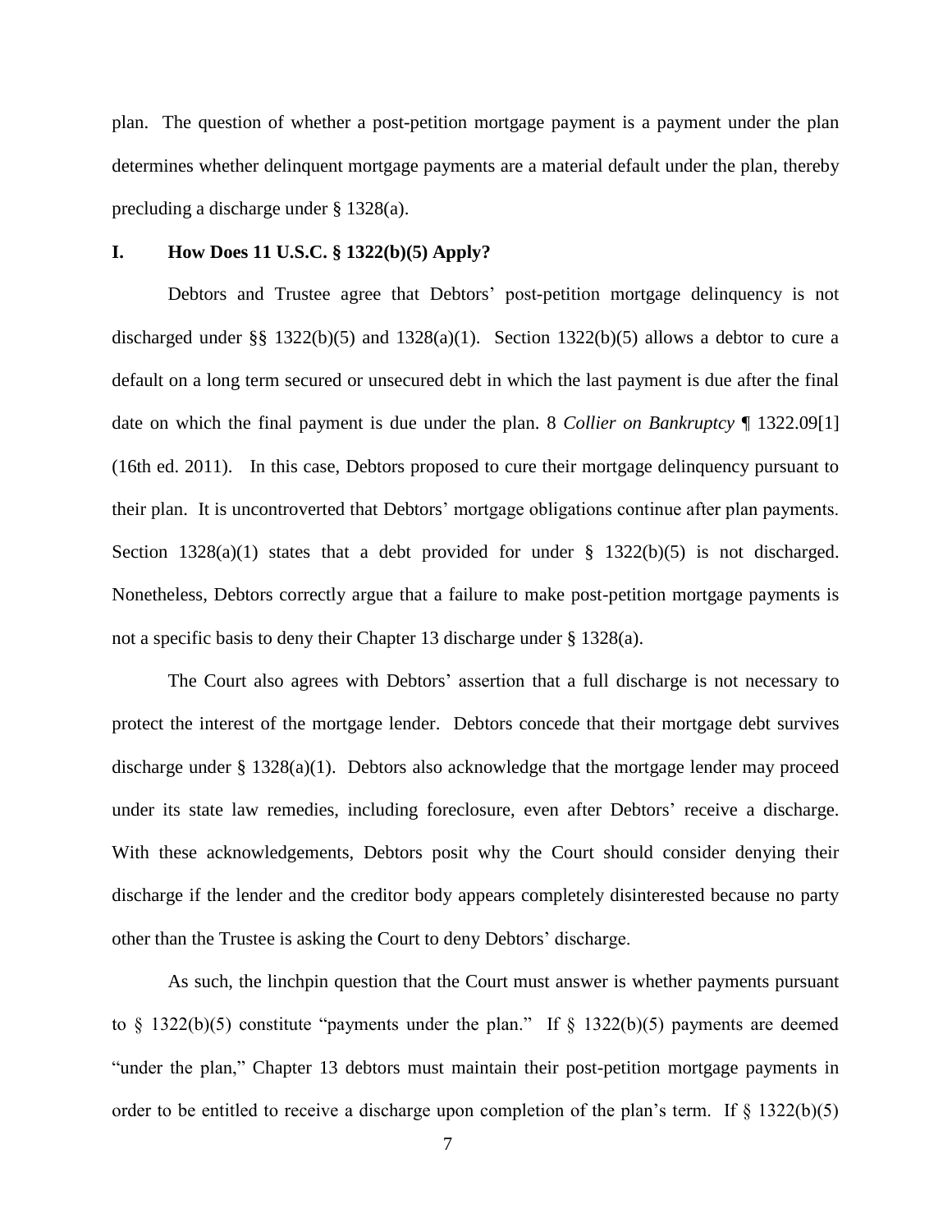plan. The question of whether a post-petition mortgage payment is a payment under the plan determines whether delinquent mortgage payments are a material default under the plan, thereby precluding a discharge under § 1328(a).

## I. How Does 11 U.S.C. § 1322(b)(5) Apply?

Debtors and Trustee agree that Debtors' post-petition mortgage delinquency is not discharged under §§ 1322(b)(5) and 1328(a)(1). Section 1322(b)(5) allows a debtor to cure a default on a long term secured or unsecured debt in which the last payment is due after the final date on which the final payment is due under the plan. 8 *Collier on Bankruptcy* ¶ 1322.09[1] (16th ed. 2011). In this case, Debtors proposed to cure their mortgage delinquency pursuant to their plan. It is uncontroverted that Debtors' mortgage obligations continue after plan payments. Section 1328(a)(1) states that a debt provided for under § 1322(b)(5) is not discharged. Nonetheless, Debtors correctly argue that a failure to make post-petition mortgage payments is not a specific basis to deny their Chapter 13 discharge under § 1328(a).

The Court also agrees with Debtors' assertion that a full discharge is not necessary to protect the interest of the mortgage lender. Debtors concede that their mortgage debt survives discharge under § 1328(a)(1). Debtors also acknowledge that the mortgage lender may proceed under its state law remedies, including foreclosure, even after Debtors' receive a discharge. With these acknowledgements, Debtors posit why the Court should consider denying their discharge if the lender and the creditor body appears completely disinterested because no party other than the Trustee is asking the Court to deny Debtors' discharge.

As such, the linchpin question that the Court must answer is whether payments pursuant to § 1322(b)(5) constitute "payments under the plan." If § 1322(b)(5) payments are deemed "under the plan," Chapter 13 debtors must maintain their post-petition mortgage payments in order to be entitled to receive a discharge upon completion of the plan's term. If § 1322(b)(5)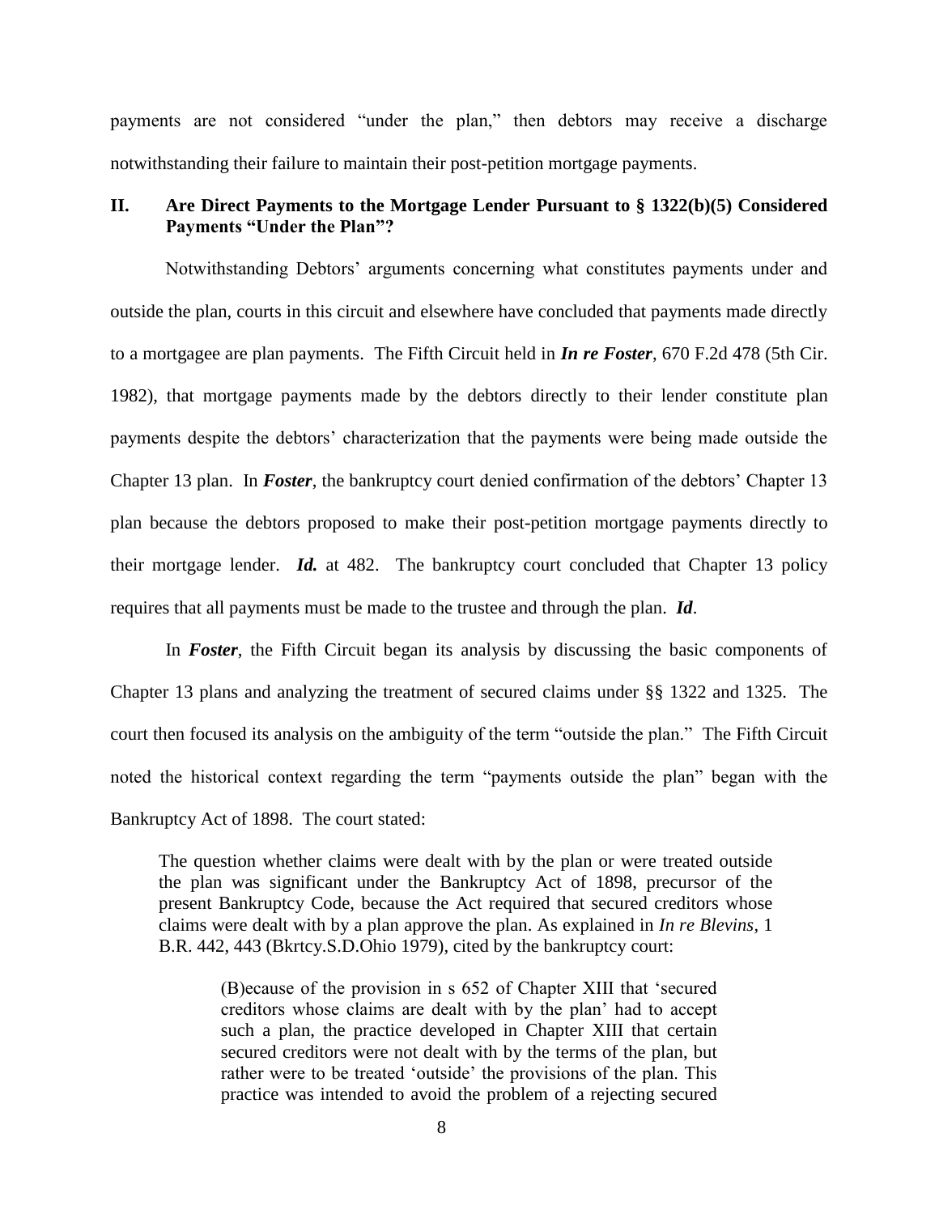payments are not considered "under the plan," then debtors may receive a discharge notwithstanding their failure to maintain their post-petition mortgage payments.

## II. Are Direct Payments to the Mortgage Lender Pursuant to § 1322(b)(5) Considered Payments "Under the Plan"?

Notwithstanding Debtors' arguments concerning what constitutes payments under and outside the plan, courts in this circuit and elsewhere have concluded that payments made directly to a mortgagee are plan payments. The Fifth Circuit held in ***In re Foster***, 670 F.2d 478 (5th Cir. 1982), that mortgage payments made by the debtors directly to their lender constitute plan payments despite the debtors' characterization that the payments were being made outside the Chapter 13 plan. In ***Foster***, the bankruptcy court denied confirmation of the debtors' Chapter 13 plan because the debtors proposed to make their post-petition mortgage payments directly to their mortgage lender. ***Id.*** at 482. The bankruptcy court concluded that Chapter 13 policy requires that all payments must be made to the trustee and through the plan. ***Id***.

In ***Foster***, the Fifth Circuit began its analysis by discussing the basic components of Chapter 13 plans and analyzing the treatment of secured claims under §§ 1322 and 1325. The court then focused its analysis on the ambiguity of the term "outside the plan." The Fifth Circuit noted the historical context regarding the term "payments outside the plan" began with the Bankruptcy Act of 1898. The court stated:

> The question whether claims were dealt with by the plan or were treated outside the plan was significant under the Bankruptcy Act of 1898, precursor of the present Bankruptcy Code, because the Act required that secured creditors whose claims were dealt with by a plan approve the plan. As explained in *In re Blevins*, 1 B.R. 442, 443 (Bkrtcy.S.D.Ohio 1979), cited by the bankruptcy court:
>
> > (B)ecause of the provision in s 652 of Chapter XIII that 'secured creditors whose claims are dealt with by the plan' had to accept such a plan, the practice developed in Chapter XIII that certain secured creditors were not dealt with by the terms of the plan, but rather were to be treated 'outside' the provisions of the plan. This practice was intended to avoid the problem of a rejecting secured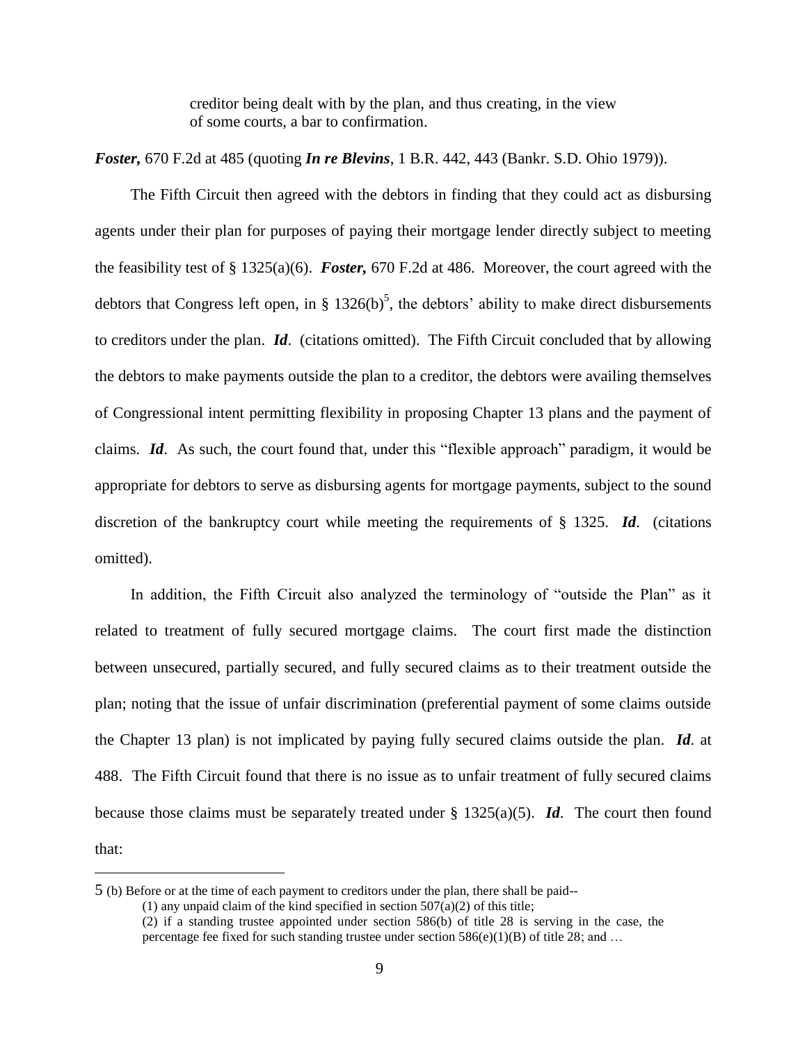> creditor being dealt with by the plan, and thus creating, in the view of some courts, a bar to confirmation.

***Foster,*** 670 F.2d at 485 (quoting ***In re Blevins***, 1 B.R. 442, 443 (Bankr. S.D. Ohio 1979)).

The Fifth Circuit then agreed with the debtors in finding that they could act as disbursing agents under their plan for purposes of paying their mortgage lender directly subject to meeting the feasibility test of § 1325(a)(6). ***Foster,*** 670 F.2d at 486. Moreover, the court agreed with the debtors that Congress left open, in § 1326(b)[5], the debtors' ability to make direct disbursements to creditors under the plan. ***Id***. (citations omitted). The Fifth Circuit concluded that by allowing the debtors to make payments outside the plan to a creditor, the debtors were availing themselves of Congressional intent permitting flexibility in proposing Chapter 13 plans and the payment of claims. ***Id***. As such, the court found that, under this "flexible approach" paradigm, it would be appropriate for debtors to serve as disbursing agents for mortgage payments, subject to the sound discretion of the bankruptcy court while meeting the requirements of § 1325. ***Id***. (citations omitted).

In addition, the Fifth Circuit also analyzed the terminology of "outside the Plan" as it related to treatment of fully secured mortgage claims. The court first made the distinction between unsecured, partially secured, and fully secured claims as to their treatment outside the plan; noting that the issue of unfair discrimination (preferential payment of some claims outside the Chapter 13 plan) is not implicated by paying fully secured claims outside the plan. ***Id***. at 488. The Fifth Circuit found that there is no issue as to unfair treatment of fully secured claims because those claims must be separately treated under § 1325(a)(5). ***Id***. The court then found that:

---

5 (b) Before or at the time of each payment to creditors under the plan, there shall be paid--

> (1) any unpaid claim of the kind specified in section 507(a)(2) of this title;
>
> (2) if a standing trustee appointed under section 586(b) of title 28 is serving in the case, the percentage fee fixed for such standing trustee under section 586(e)(1)(B) of title 28; and …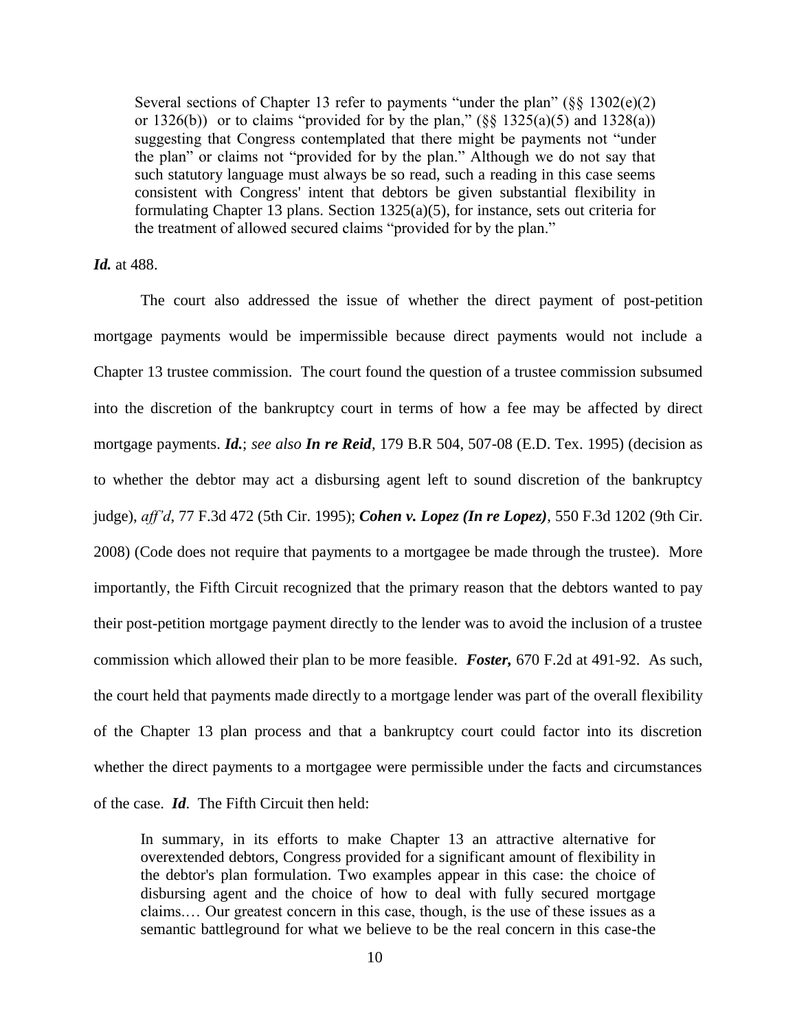> Several sections of Chapter 13 refer to payments "under the plan" (§§ 1302(e)(2) or 1326(b)) or to claims "provided for by the plan," (§§ 1325(a)(5) and 1328(a)) suggesting that Congress contemplated that there might be payments not "under the plan" or claims not "provided for by the plan." Although we do not say that such statutory language must always be so read, such a reading in this case seems consistent with Congress' intent that debtors be given substantial flexibility in formulating Chapter 13 plans. Section 1325(a)(5), for instance, sets out criteria for the treatment of allowed secured claims "provided for by the plan."

***Id.*** at 488.

The court also addressed the issue of whether the direct payment of post-petition mortgage payments would be impermissible because direct payments would not include a Chapter 13 trustee commission. The court found the question of a trustee commission subsumed into the discretion of the bankruptcy court in terms of how a fee may be affected by direct mortgage payments. ***Id.***; *see also* ***In re Reid***, 179 B.R 504, 507-08 (E.D. Tex. 1995) (decision as to whether the debtor may act a disbursing agent left to sound discretion of the bankruptcy judge), *aff'd*, 77 F.3d 472 (5th Cir. 1995); ***Cohen v. Lopez (In re Lopez)***, 550 F.3d 1202 (9th Cir. 2008) (Code does not require that payments to a mortgagee be made through the trustee). More importantly, the Fifth Circuit recognized that the primary reason that the debtors wanted to pay their post-petition mortgage payment directly to the lender was to avoid the inclusion of a trustee commission which allowed their plan to be more feasible. ***Foster,*** 670 F.2d at 491-92. As such, the court held that payments made directly to a mortgage lender was part of the overall flexibility of the Chapter 13 plan process and that a bankruptcy court could factor into its discretion whether the direct payments to a mortgagee were permissible under the facts and circumstances of the case. ***Id***. The Fifth Circuit then held:

> In summary, in its efforts to make Chapter 13 an attractive alternative for overextended debtors, Congress provided for a significant amount of flexibility in the debtor's plan formulation. Two examples appear in this case: the choice of disbursing agent and the choice of how to deal with fully secured mortgage claims.… Our greatest concern in this case, though, is the use of these issues as a semantic battleground for what we believe to be the real concern in this case-the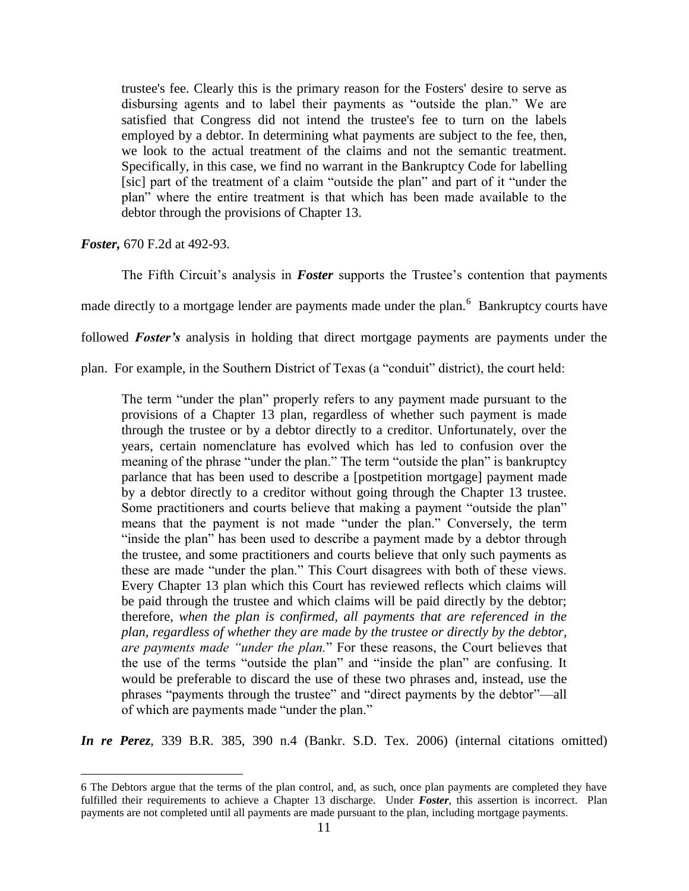> trustee's fee. Clearly this is the primary reason for the Fosters' desire to serve as disbursing agents and to label their payments as "outside the plan." We are satisfied that Congress did not intend the trustee's fee to turn on the labels employed by a debtor. In determining what payments are subject to the fee, then, we look to the actual treatment of the claims and not the semantic treatment. Specifically, in this case, we find no warrant in the Bankruptcy Code for labelling [sic] part of the treatment of a claim "outside the plan" and part of it "under the plan" where the entire treatment is that which has been made available to the debtor through the provisions of Chapter 13.

***Foster,*** 670 F.2d at 492-93.

The Fifth Circuit's analysis in ***Foster*** supports the Trustee's contention that payments made directly to a mortgage lender are payments made under the plan.[6] Bankruptcy courts have followed ***Foster's*** analysis in holding that direct mortgage payments are payments under the plan. For example, in the Southern District of Texas (a "conduit" district), the court held:

> The term "under the plan" properly refers to any payment made pursuant to the provisions of a Chapter 13 plan, regardless of whether such payment is made through the trustee or by a debtor directly to a creditor. Unfortunately, over the years, certain nomenclature has evolved which has led to confusion over the meaning of the phrase "under the plan." The term "outside the plan" is bankruptcy parlance that has been used to describe a [postpetition mortgage] payment made by a debtor directly to a creditor without going through the Chapter 13 trustee. Some practitioners and courts believe that making a payment "outside the plan" means that the payment is not made "under the plan." Conversely, the term "inside the plan" has been used to describe a payment made by a debtor through the trustee, and some practitioners and courts believe that only such payments as these are made "under the plan." This Court disagrees with both of these views. Every Chapter 13 plan which this Court has reviewed reflects which claims will be paid through the trustee and which claims will be paid directly by the debtor; therefore, *when the plan is confirmed, all payments that are referenced in the plan, regardless of whether they are made by the trustee or directly by the debtor, are payments made "under the plan."* For these reasons, the Court believes that the use of the terms "outside the plan" and "inside the plan" are confusing. It would be preferable to discard the use of these two phrases and, instead, use the phrases "payments through the trustee" and "direct payments by the debtor"—all of which are payments made "under the plan."

***In re Perez***, 339 B.R. 385, 390 n.4 (Bankr. S.D. Tex. 2006) (internal citations omitted)

---

6 The Debtors argue that the terms of the plan control, and, as such, once plan payments are completed they have fulfilled their requirements to achieve a Chapter 13 discharge. Under ***Foster***, this assertion is incorrect. Plan payments are not completed until all payments are made pursuant to the plan, including mortgage payments.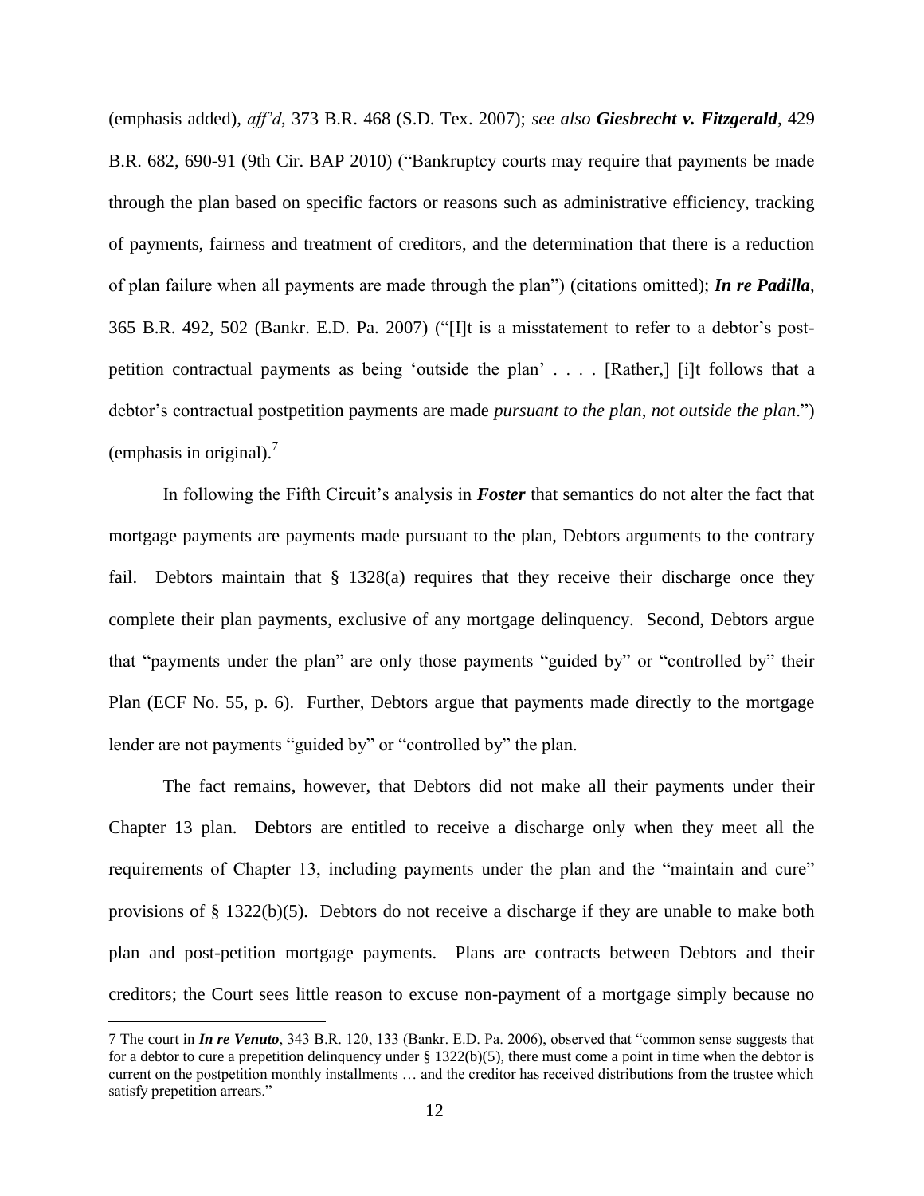(emphasis added), *aff'd*, 373 B.R. 468 (S.D. Tex. 2007); *see also* ***Giesbrecht v. Fitzgerald***, 429 B.R. 682, 690-91 (9th Cir. BAP 2010) ("Bankruptcy courts may require that payments be made through the plan based on specific factors or reasons such as administrative efficiency, tracking of payments, fairness and treatment of creditors, and the determination that there is a reduction of plan failure when all payments are made through the plan") (citations omitted); ***In re Padilla***, 365 B.R. 492, 502 (Bankr. E.D. Pa. 2007) ("[I]t is a misstatement to refer to a debtor's post-petition contractual payments as being 'outside the plan' . . . . [Rather,] [i]t follows that a debtor's contractual postpetition payments are made *pursuant to the plan*, *not outside the plan*.") (emphasis in original).[7]

In following the Fifth Circuit's analysis in ***Foster*** that semantics do not alter the fact that mortgage payments are payments made pursuant to the plan, Debtors arguments to the contrary fail. Debtors maintain that § 1328(a) requires that they receive their discharge once they complete their plan payments, exclusive of any mortgage delinquency. Second, Debtors argue that "payments under the plan" are only those payments "guided by" or "controlled by" their Plan (ECF No. 55, p. 6). Further, Debtors argue that payments made directly to the mortgage lender are not payments "guided by" or "controlled by" the plan.

The fact remains, however, that Debtors did not make all their payments under their Chapter 13 plan. Debtors are entitled to receive a discharge only when they meet all the requirements of Chapter 13, including payments under the plan and the "maintain and cure" provisions of § 1322(b)(5). Debtors do not receive a discharge if they are unable to make both plan and post-petition mortgage payments. Plans are contracts between Debtors and their creditors; the Court sees little reason to excuse non-payment of a mortgage simply because no

---

[7] The court in ***In re Venuto***, 343 B.R. 120, 133 (Bankr. E.D. Pa. 2006), observed that "common sense suggests that for a debtor to cure a prepetition delinquency under § 1322(b)(5), there must come a point in time when the debtor is current on the postpetition monthly installments … and the creditor has received distributions from the trustee which satisfy prepetition arrears."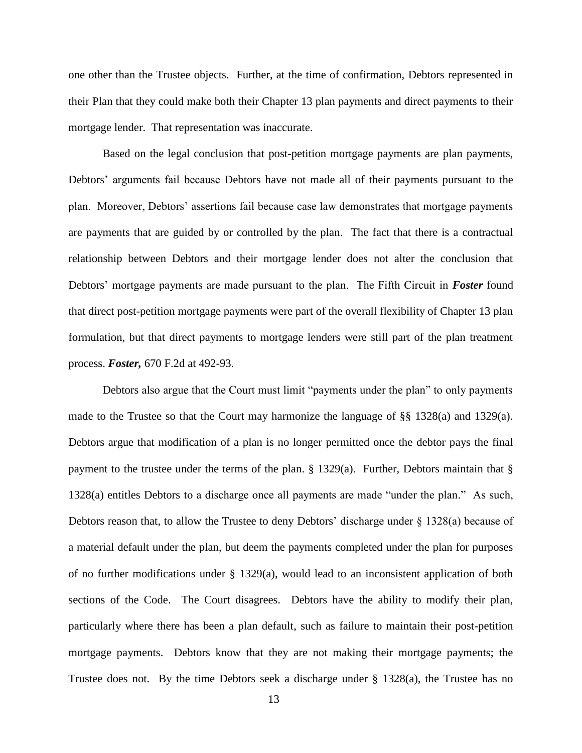one other than the Trustee objects. Further, at the time of confirmation, Debtors represented in their Plan that they could make both their Chapter 13 plan payments and direct payments to their mortgage lender. That representation was inaccurate.

Based on the legal conclusion that post-petition mortgage payments are plan payments, Debtors' arguments fail because Debtors have not made all of their payments pursuant to the plan. Moreover, Debtors' assertions fail because case law demonstrates that mortgage payments are payments that are guided by or controlled by the plan. The fact that there is a contractual relationship between Debtors and their mortgage lender does not alter the conclusion that Debtors' mortgage payments are made pursuant to the plan. The Fifth Circuit in ***Foster*** found that direct post-petition mortgage payments were part of the overall flexibility of Chapter 13 plan formulation, but that direct payments to mortgage lenders were still part of the plan treatment process. ***Foster,*** 670 F.2d at 492-93.

Debtors also argue that the Court must limit "payments under the plan" to only payments made to the Trustee so that the Court may harmonize the language of §§ 1328(a) and 1329(a). Debtors argue that modification of a plan is no longer permitted once the debtor pays the final payment to the trustee under the terms of the plan. § 1329(a). Further, Debtors maintain that § 1328(a) entitles Debtors to a discharge once all payments are made "under the plan." As such, Debtors reason that, to allow the Trustee to deny Debtors' discharge under § 1328(a) because of a material default under the plan, but deem the payments completed under the plan for purposes of no further modifications under § 1329(a), would lead to an inconsistent application of both sections of the Code. The Court disagrees. Debtors have the ability to modify their plan, particularly where there has been a plan default, such as failure to maintain their post-petition mortgage payments. Debtors know that they are not making their mortgage payments; the Trustee does not. By the time Debtors seek a discharge under § 1328(a), the Trustee has no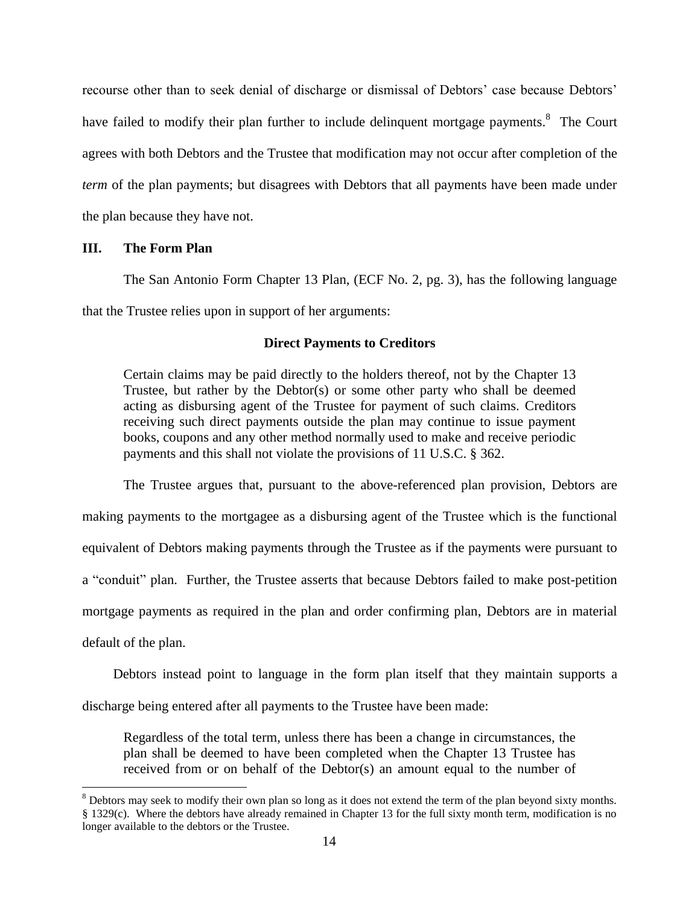recourse other than to seek denial of discharge or dismissal of Debtors' case because Debtors' have failed to modify their plan further to include delinquent mortgage payments.[8] The Court agrees with both Debtors and the Trustee that modification may not occur after completion of the *term* of the plan payments; but disagrees with Debtors that all payments have been made under the plan because they have not.

## III. The Form Plan

The San Antonio Form Chapter 13 Plan, (ECF No. 2, pg. 3), has the following language that the Trustee relies upon in support of her arguments:

**Direct Payments to Creditors**

> Certain claims may be paid directly to the holders thereof, not by the Chapter 13 Trustee, but rather by the Debtor(s) or some other party who shall be deemed acting as disbursing agent of the Trustee for payment of such claims. Creditors receiving such direct payments outside the plan may continue to issue payment books, coupons and any other method normally used to make and receive periodic payments and this shall not violate the provisions of 11 U.S.C. § 362.

The Trustee argues that, pursuant to the above-referenced plan provision, Debtors are making payments to the mortgagee as a disbursing agent of the Trustee which is the functional equivalent of Debtors making payments through the Trustee as if the payments were pursuant to a "conduit" plan. Further, the Trustee asserts that because Debtors failed to make post-petition mortgage payments as required in the plan and order confirming plan, Debtors are in material default of the plan.

Debtors instead point to language in the form plan itself that they maintain supports a discharge being entered after all payments to the Trustee have been made:

> Regardless of the total term, unless there has been a change in circumstances, the plan shall be deemed to have been completed when the Chapter 13 Trustee has received from or on behalf of the Debtor(s) an amount equal to the number of

[8] Debtors may seek to modify their own plan so long as it does not extend the term of the plan beyond sixty months. § 1329(c). Where the debtors have already remained in Chapter 13 for the full sixty month term, modification is no longer available to the debtors or the Trustee.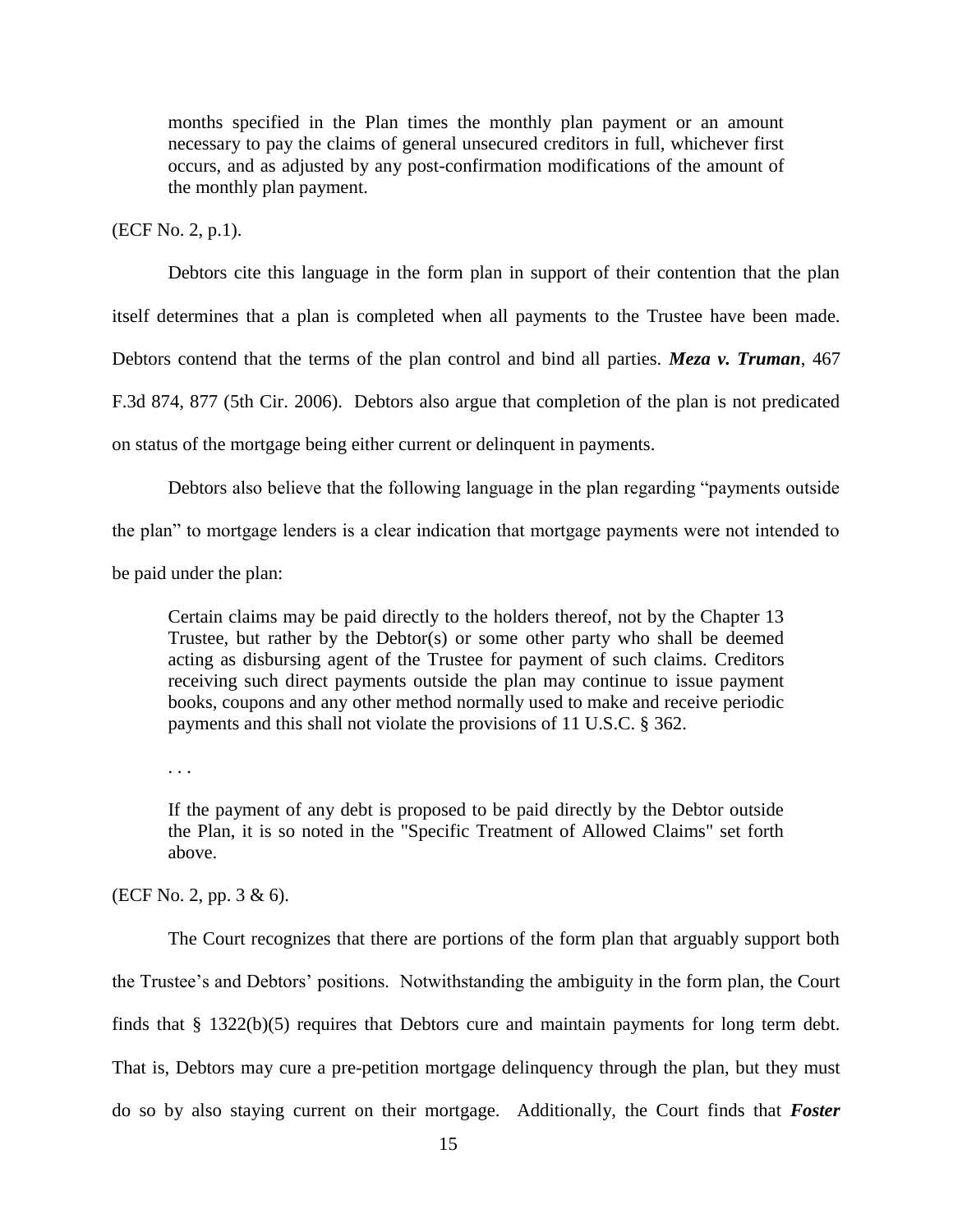> months specified in the Plan times the monthly plan payment or an amount necessary to pay the claims of general unsecured creditors in full, whichever first occurs, and as adjusted by any post-confirmation modifications of the amount of the monthly plan payment.

(ECF No. 2, p.1).

Debtors cite this language in the form plan in support of their contention that the plan itself determines that a plan is completed when all payments to the Trustee have been made. Debtors contend that the terms of the plan control and bind all parties. ***Meza v. Truman***, 467 F.3d 874, 877 (5th Cir. 2006). Debtors also argue that completion of the plan is not predicated on status of the mortgage being either current or delinquent in payments.

Debtors also believe that the following language in the plan regarding "payments outside the plan" to mortgage lenders is a clear indication that mortgage payments were not intended to be paid under the plan:

> Certain claims may be paid directly to the holders thereof, not by the Chapter 13 Trustee, but rather by the Debtor(s) or some other party who shall be deemed acting as disbursing agent of the Trustee for payment of such claims. Creditors receiving such direct payments outside the plan may continue to issue payment books, coupons and any other method normally used to make and receive periodic payments and this shall not violate the provisions of 11 U.S.C. § 362.
>
> . . .
>
> If the payment of any debt is proposed to be paid directly by the Debtor outside the Plan, it is so noted in the "Specific Treatment of Allowed Claims" set forth above.

(ECF No. 2, pp. 3 & 6).

The Court recognizes that there are portions of the form plan that arguably support both the Trustee's and Debtors' positions. Notwithstanding the ambiguity in the form plan, the Court finds that § 1322(b)(5) requires that Debtors cure and maintain payments for long term debt. That is, Debtors may cure a pre-petition mortgage delinquency through the plan, but they must do so by also staying current on their mortgage. Additionally, the Court finds that ***Foster***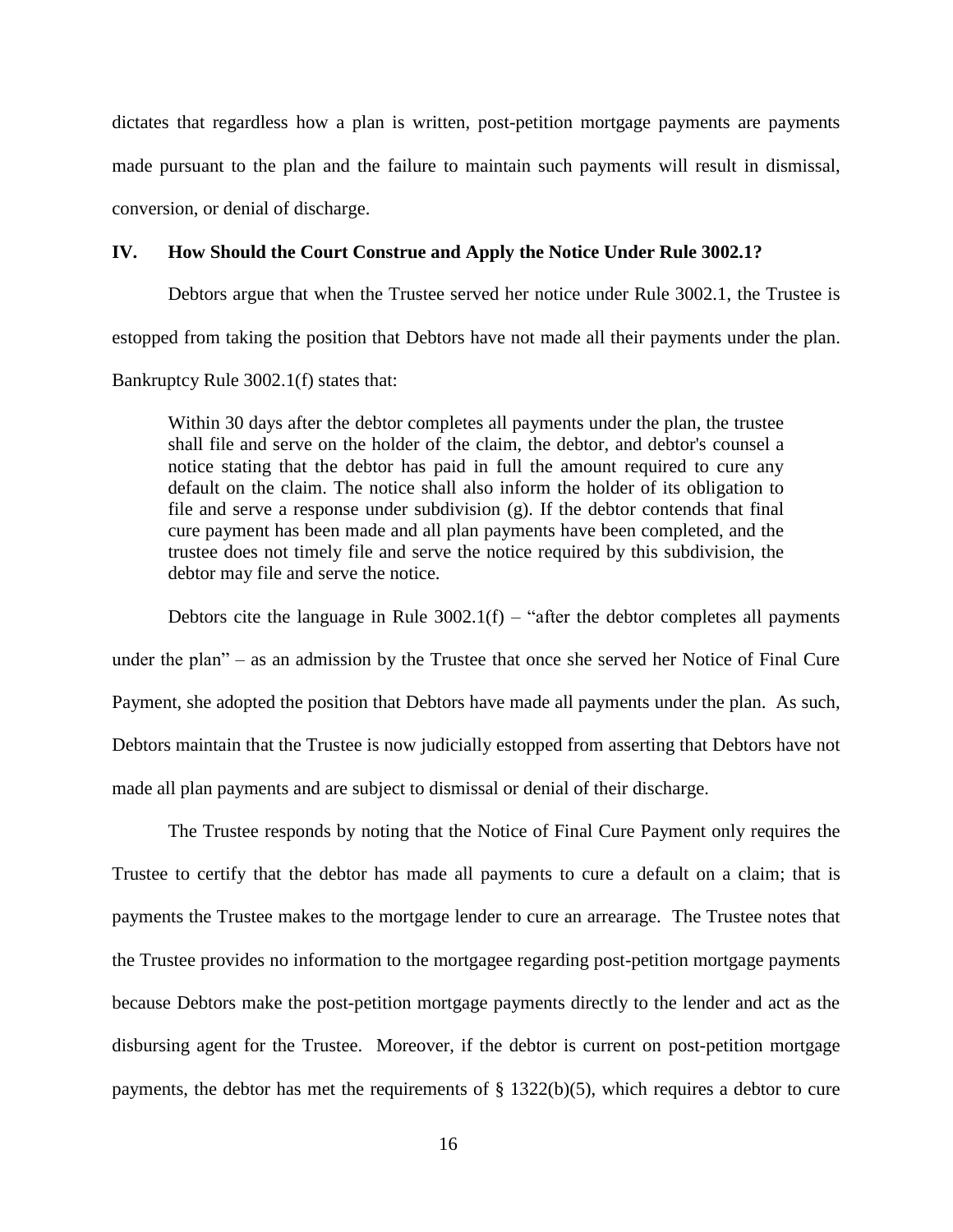dictates that regardless how a plan is written, post-petition mortgage payments are payments made pursuant to the plan and the failure to maintain such payments will result in dismissal, conversion, or denial of discharge.

## IV. How Should the Court Construe and Apply the Notice Under Rule 3002.1?

Debtors argue that when the Trustee served her notice under Rule 3002.1, the Trustee is estopped from taking the position that Debtors have not made all their payments under the plan. Bankruptcy Rule 3002.1(f) states that:

> Within 30 days after the debtor completes all payments under the plan, the trustee shall file and serve on the holder of the claim, the debtor, and debtor's counsel a notice stating that the debtor has paid in full the amount required to cure any default on the claim. The notice shall also inform the holder of its obligation to file and serve a response under subdivision (g). If the debtor contends that final cure payment has been made and all plan payments have been completed, and the trustee does not timely file and serve the notice required by this subdivision, the debtor may file and serve the notice.

Debtors cite the language in Rule 3002.1(f) – "after the debtor completes all payments under the plan" – as an admission by the Trustee that once she served her Notice of Final Cure Payment, she adopted the position that Debtors have made all payments under the plan. As such, Debtors maintain that the Trustee is now judicially estopped from asserting that Debtors have not made all plan payments and are subject to dismissal or denial of their discharge.

The Trustee responds by noting that the Notice of Final Cure Payment only requires the Trustee to certify that the debtor has made all payments to cure a default on a claim; that is payments the Trustee makes to the mortgage lender to cure an arrearage. The Trustee notes that the Trustee provides no information to the mortgagee regarding post-petition mortgage payments because Debtors make the post-petition mortgage payments directly to the lender and act as the disbursing agent for the Trustee. Moreover, if the debtor is current on post-petition mortgage payments, the debtor has met the requirements of § 1322(b)(5), which requires a debtor to cure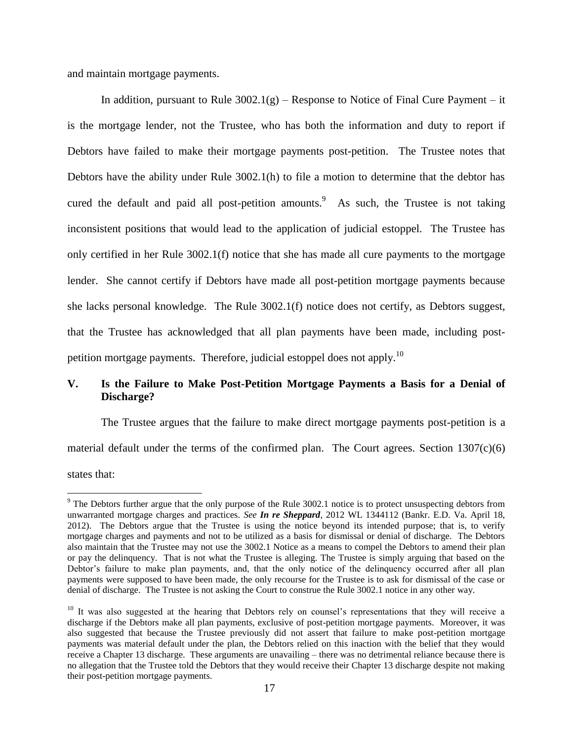and maintain mortgage payments.

In addition, pursuant to Rule 3002.1(g) – Response to Notice of Final Cure Payment – it is the mortgage lender, not the Trustee, who has both the information and duty to report if Debtors have failed to make their mortgage payments post-petition. The Trustee notes that Debtors have the ability under Rule 3002.1(h) to file a motion to determine that the debtor has cured the default and paid all post-petition amounts.[9] As such, the Trustee is not taking inconsistent positions that would lead to the application of judicial estoppel. The Trustee has only certified in her Rule 3002.1(f) notice that she has made all cure payments to the mortgage lender. She cannot certify if Debtors have made all post-petition mortgage payments because she lacks personal knowledge. The Rule 3002.1(f) notice does not certify, as Debtors suggest, that the Trustee has acknowledged that all plan payments have been made, including post-petition mortgage payments. Therefore, judicial estoppel does not apply.[10]

## V. Is the Failure to Make Post-Petition Mortgage Payments a Basis for a Denial of Discharge?

The Trustee argues that the failure to make direct mortgage payments post-petition is a material default under the terms of the confirmed plan. The Court agrees. Section 1307(c)(6) states that:

---

[9] The Debtors further argue that the only purpose of the Rule 3002.1 notice is to protect unsuspecting debtors from unwarranted mortgage charges and practices. *See* ***In re Sheppard***, 2012 WL 1344112 (Bankr. E.D. Va. April 18, 2012). The Debtors argue that the Trustee is using the notice beyond its intended purpose; that is, to verify mortgage charges and payments and not to be utilized as a basis for dismissal or denial of discharge. The Debtors also maintain that the Trustee may not use the 3002.1 Notice as a means to compel the Debtors to amend their plan or pay the delinquency. That is not what the Trustee is alleging. The Trustee is simply arguing that based on the Debtor's failure to make plan payments, and, that the only notice of the delinquency occurred after all plan payments were supposed to have been made, the only recourse for the Trustee is to ask for dismissal of the case or denial of discharge. The Trustee is not asking the Court to construe the Rule 3002.1 notice in any other way.

[10] It was also suggested at the hearing that Debtors rely on counsel's representations that they will receive a discharge if the Debtors make all plan payments, exclusive of post-petition mortgage payments. Moreover, it was also suggested that because the Trustee previously did not assert that failure to make post-petition mortgage payments was material default under the plan, the Debtors relied on this inaction with the belief that they would receive a Chapter 13 discharge. These arguments are unavailing – there was no detrimental reliance because there is no allegation that the Trustee told the Debtors that they would receive their Chapter 13 discharge despite not making their post-petition mortgage payments.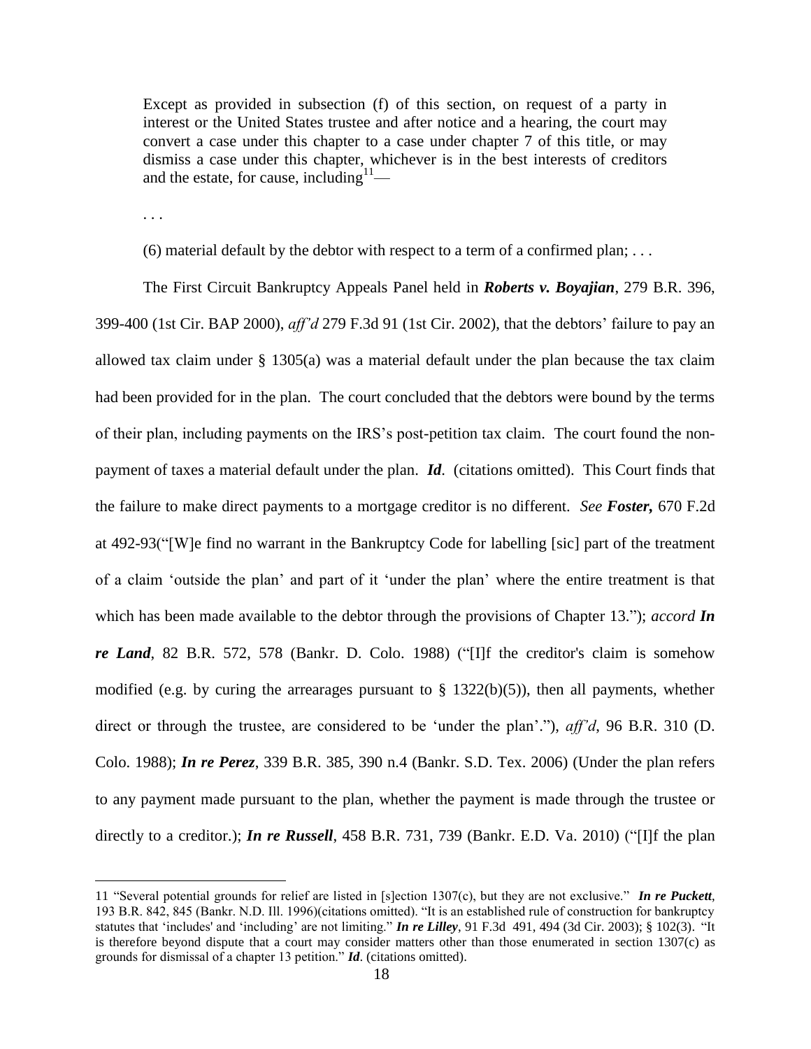> Except as provided in subsection (f) of this section, on request of a party in interest or the United States trustee and after notice and a hearing, the court may convert a case under this chapter to a case under chapter 7 of this title, or may dismiss a case under this chapter, whichever is in the best interests of creditors and the estate, for cause, including[11]—
>
> . . .
>
> (6) material default by the debtor with respect to a term of a confirmed plan; . . .

The First Circuit Bankruptcy Appeals Panel held in ***Roberts v. Boyajian***, 279 B.R. 396, 399-400 (1st Cir. BAP 2000), *aff'd* 279 F.3d 91 (1st Cir. 2002), that the debtors' failure to pay an allowed tax claim under § 1305(a) was a material default under the plan because the tax claim had been provided for in the plan. The court concluded that the debtors were bound by the terms of their plan, including payments on the IRS's post-petition tax claim. The court found the non-payment of taxes a material default under the plan. ***Id***. (citations omitted). This Court finds that the failure to make direct payments to a mortgage creditor is no different. *See* ***Foster,*** 670 F.2d at 492-93("[W]e find no warrant in the Bankruptcy Code for labelling [sic] part of the treatment of a claim 'outside the plan' and part of it 'under the plan' where the entire treatment is that which has been made available to the debtor through the provisions of Chapter 13."); *accord* ***In re Land***, 82 B.R. 572, 578 (Bankr. D. Colo. 1988) ("[I]f the creditor's claim is somehow modified (e.g. by curing the arrearages pursuant to § 1322(b)(5)), then all payments, whether direct or through the trustee, are considered to be 'under the plan'."), *aff'd*, 96 B.R. 310 (D. Colo. 1988); ***In re Perez***, 339 B.R. 385, 390 n.4 (Bankr. S.D. Tex. 2006) (Under the plan refers to any payment made pursuant to the plan, whether the payment is made through the trustee or directly to a creditor.); ***In re Russell***, 458 B.R. 731, 739 (Bankr. E.D. Va. 2010) ("[I]f the plan

---

11 "Several potential grounds for relief are listed in [s]ection 1307(c), but they are not exclusive." ***In re Puckett***, 193 B.R. 842, 845 (Bankr. N.D. Ill. 1996)(citations omitted). "It is an established rule of construction for bankruptcy statutes that 'includes' and 'including' are not limiting." ***In re Lilley***, 91 F.3d 491, 494 (3d Cir. 2003); § 102(3). "It is therefore beyond dispute that a court may consider matters other than those enumerated in section 1307(c) as grounds for dismissal of a chapter 13 petition." ***Id***. (citations omitted).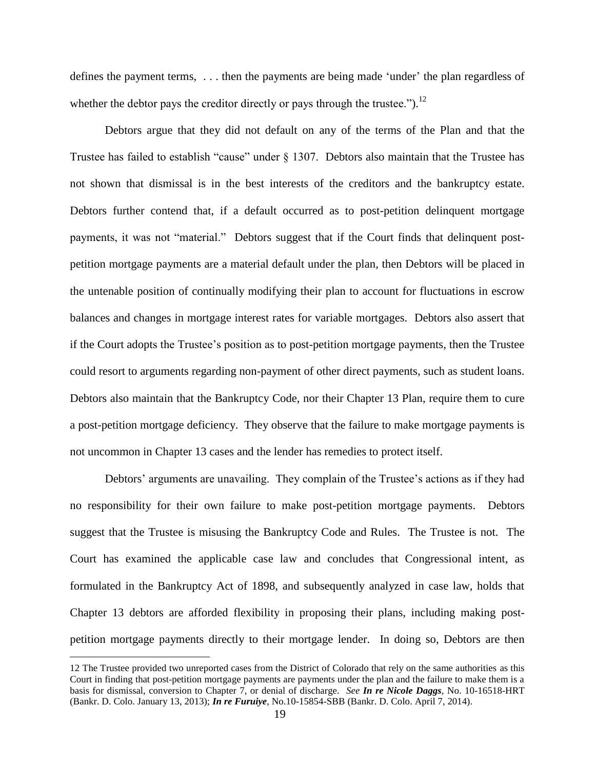defines the payment terms, . . . then the payments are being made 'under' the plan regardless of whether the debtor pays the creditor directly or pays through the trustee.").[12]

Debtors argue that they did not default on any of the terms of the Plan and that the Trustee has failed to establish "cause" under § 1307. Debtors also maintain that the Trustee has not shown that dismissal is in the best interests of the creditors and the bankruptcy estate. Debtors further contend that, if a default occurred as to post-petition delinquent mortgage payments, it was not "material." Debtors suggest that if the Court finds that delinquent post-petition mortgage payments are a material default under the plan, then Debtors will be placed in the untenable position of continually modifying their plan to account for fluctuations in escrow balances and changes in mortgage interest rates for variable mortgages. Debtors also assert that if the Court adopts the Trustee's position as to post-petition mortgage payments, then the Trustee could resort to arguments regarding non-payment of other direct payments, such as student loans. Debtors also maintain that the Bankruptcy Code, nor their Chapter 13 Plan, require them to cure a post-petition mortgage deficiency. They observe that the failure to make mortgage payments is not uncommon in Chapter 13 cases and the lender has remedies to protect itself.

Debtors' arguments are unavailing. They complain of the Trustee's actions as if they had no responsibility for their own failure to make post-petition mortgage payments. Debtors suggest that the Trustee is misusing the Bankruptcy Code and Rules. The Trustee is not. The Court has examined the applicable case law and concludes that Congressional intent, as formulated in the Bankruptcy Act of 1898, and subsequently analyzed in case law, holds that Chapter 13 debtors are afforded flexibility in proposing their plans, including making post-petition mortgage payments directly to their mortgage lender. In doing so, Debtors are then

---

12 The Trustee provided two unreported cases from the District of Colorado that rely on the same authorities as this Court in finding that post-petition mortgage payments are payments under the plan and the failure to make them is a basis for dismissal, conversion to Chapter 7, or denial of discharge. *See* ***In re Nicole Daggs***, No. 10-16518-HRT (Bankr. D. Colo. January 13, 2013); ***In re Furuiye***, No.10-15854-SBB (Bankr. D. Colo. April 7, 2014).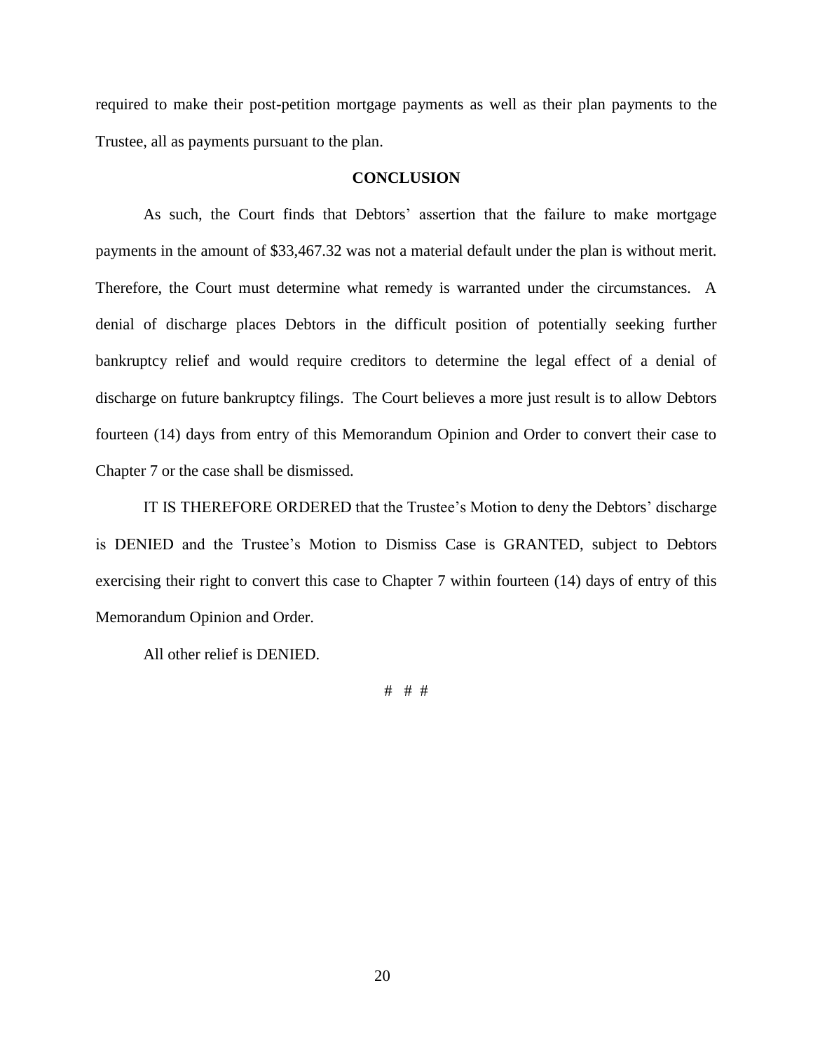required to make their post-petition mortgage payments as well as their plan payments to the Trustee, all as payments pursuant to the plan.

## CONCLUSION

As such, the Court finds that Debtors' assertion that the failure to make mortgage payments in the amount of $33,467.32 was not a material default under the plan is without merit. Therefore, the Court must determine what remedy is warranted under the circumstances. A denial of discharge places Debtors in the difficult position of potentially seeking further bankruptcy relief and would require creditors to determine the legal effect of a denial of discharge on future bankruptcy filings. The Court believes a more just result is to allow Debtors fourteen (14) days from entry of this Memorandum Opinion and Order to convert their case to Chapter 7 or the case shall be dismissed.

IT IS THEREFORE ORDERED that the Trustee's Motion to deny the Debtors' discharge is DENIED and the Trustee's Motion to Dismiss Case is GRANTED, subject to Debtors exercising their right to convert this case to Chapter 7 within fourteen (14) days of entry of this Memorandum Opinion and Order.

All other relief is DENIED.

# # #